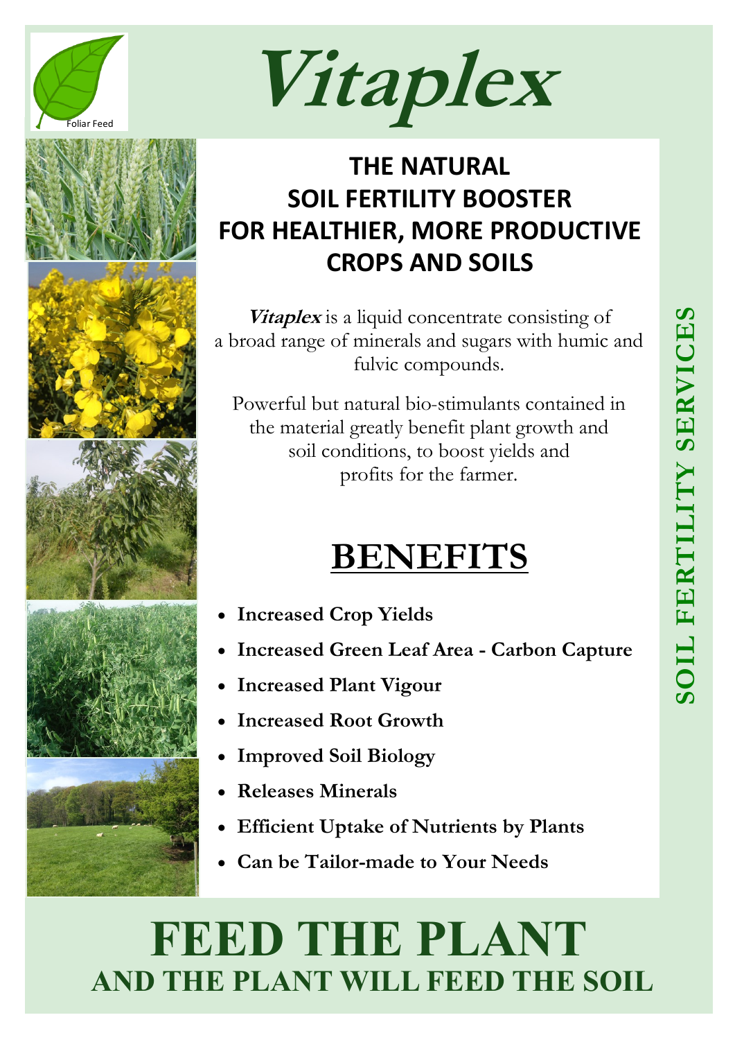Foliar Feed

# *Vitaplex*

## THE NATURAL SOIL FERTILITY BOOSTER FOR HEALTHIER, MORE PRODUCTIVE CROPS AND SOILS

***Vitaplex*** is a liquid concentrate consisting of a broad range of minerals and sugars with humic and fulvic compounds.

Powerful but natural bio-stimulants contained in the material greatly benefit plant growth and soil conditions, to boost yields and profits for the farmer.

## BENEFITS

- **Increased Crop Yields**
- **Increased Green Leaf Area - Carbon Capture**
- **Increased Plant Vigour**
- **Increased Root Growth**
- **Improved Soil Biology**
- **Releases Minerals**
- **Efficient Uptake of Nutrients by Plants**
- **Can be Tailor-made to Your Needs**

SOIL FERTILITY SERVICES

# FEED THE PLANT
## AND THE PLANT WILL FEED THE SOIL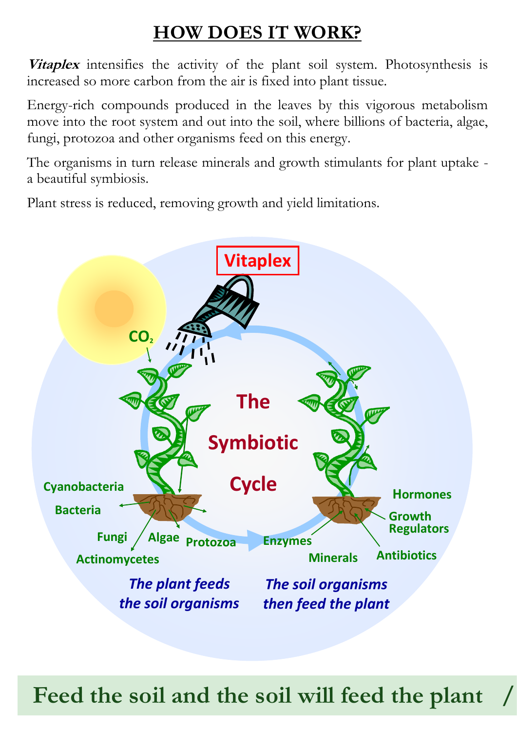# HOW DOES IT WORK?

***Vitaplex*** intensifies the activity of the plant soil system. Photosynthesis is increased so more carbon from the air is fixed into plant tissue.

Energy-rich compounds produced in the leaves by this vigorous metabolism move into the root system and out into the soil, where billions of bacteria, algae, fungi, protozoa and other organisms feed on this energy.

The organisms in turn release minerals and growth stimulants for plant uptake - a beautiful symbiosis.

Plant stress is reduced, removing growth and yield limitations.

Vitaplex

$CO_2$

The Symbiotic Cycle

Cyanobacteria

Bacteria

Fungi

Algae

Actinomycetes

Protozoa

Enzymes

Minerals

Antibiotics

Hormones

Growth Regulators

*The plant feeds the soil organisms*

*The soil organisms then feed the plant*

**Feed the soil and the soil will feed the plant**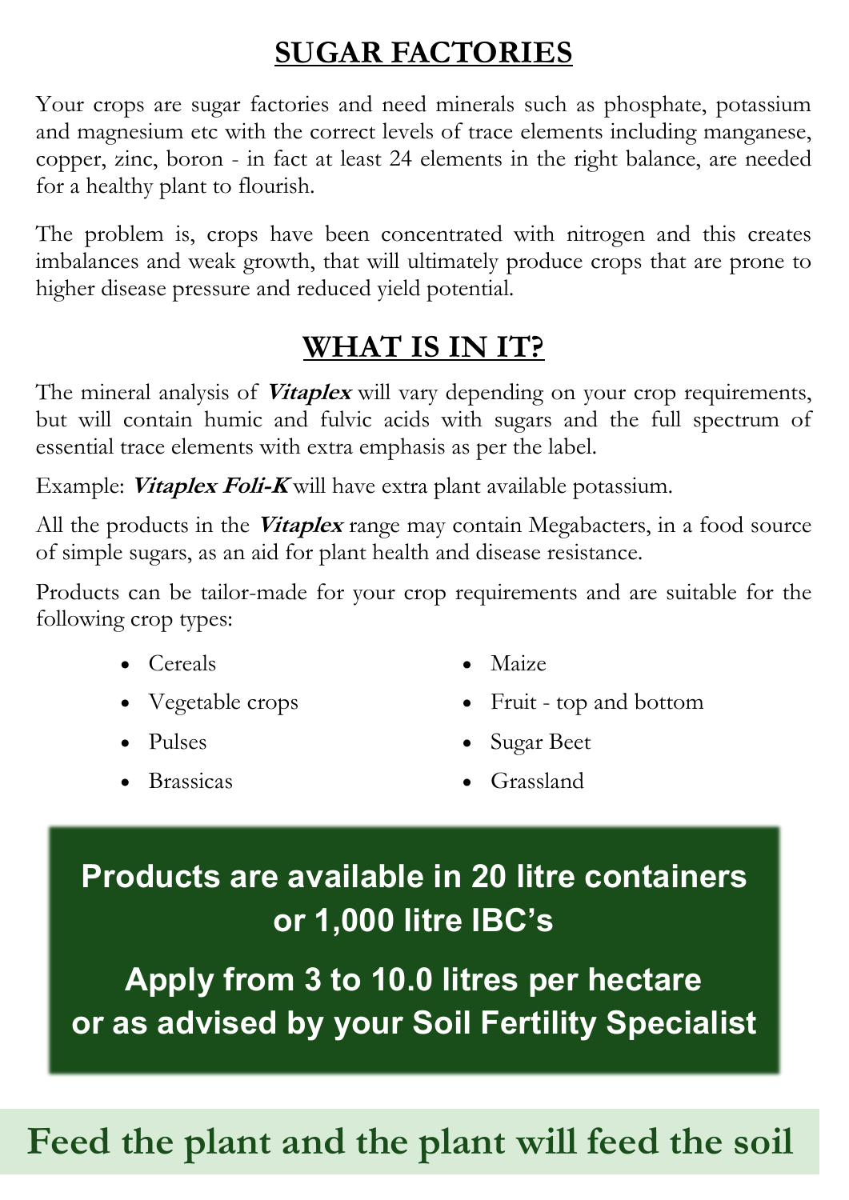## SUGAR FACTORIES

Your crops are sugar factories and need minerals such as phosphate, potassium and magnesium etc with the correct levels of trace elements including manganese, copper, zinc, boron - in fact at least 24 elements in the right balance, are needed for a healthy plant to flourish.

The problem is, crops have been concentrated with nitrogen and this creates imbalances and weak growth, that will ultimately produce crops that are prone to higher disease pressure and reduced yield potential.

## WHAT IS IN IT?

The mineral analysis of ***Vitaplex*** will vary depending on your crop requirements, but will contain humic and fulvic acids with sugars and the full spectrum of essential trace elements with extra emphasis as per the label.

Example: ***Vitaplex Foli-K*** will have extra plant available potassium.

All the products in the ***Vitaplex*** range may contain Megabacters, in a food source of simple sugars, as an aid for plant health and disease resistance.

Products can be tailor-made for your crop requirements and are suitable for the following crop types:

- Cereals
- Vegetable crops
- Pulses
- Brassicas
- Maize
- Fruit - top and bottom
- Sugar Beet
- Grassland

**Products are available in 20 litre containers or 1,000 litre IBC's**

**Apply from 3 to 10.0 litres per hectare or as advised by your Soil Fertility Specialist**

## Feed the plant and the plant will feed the soil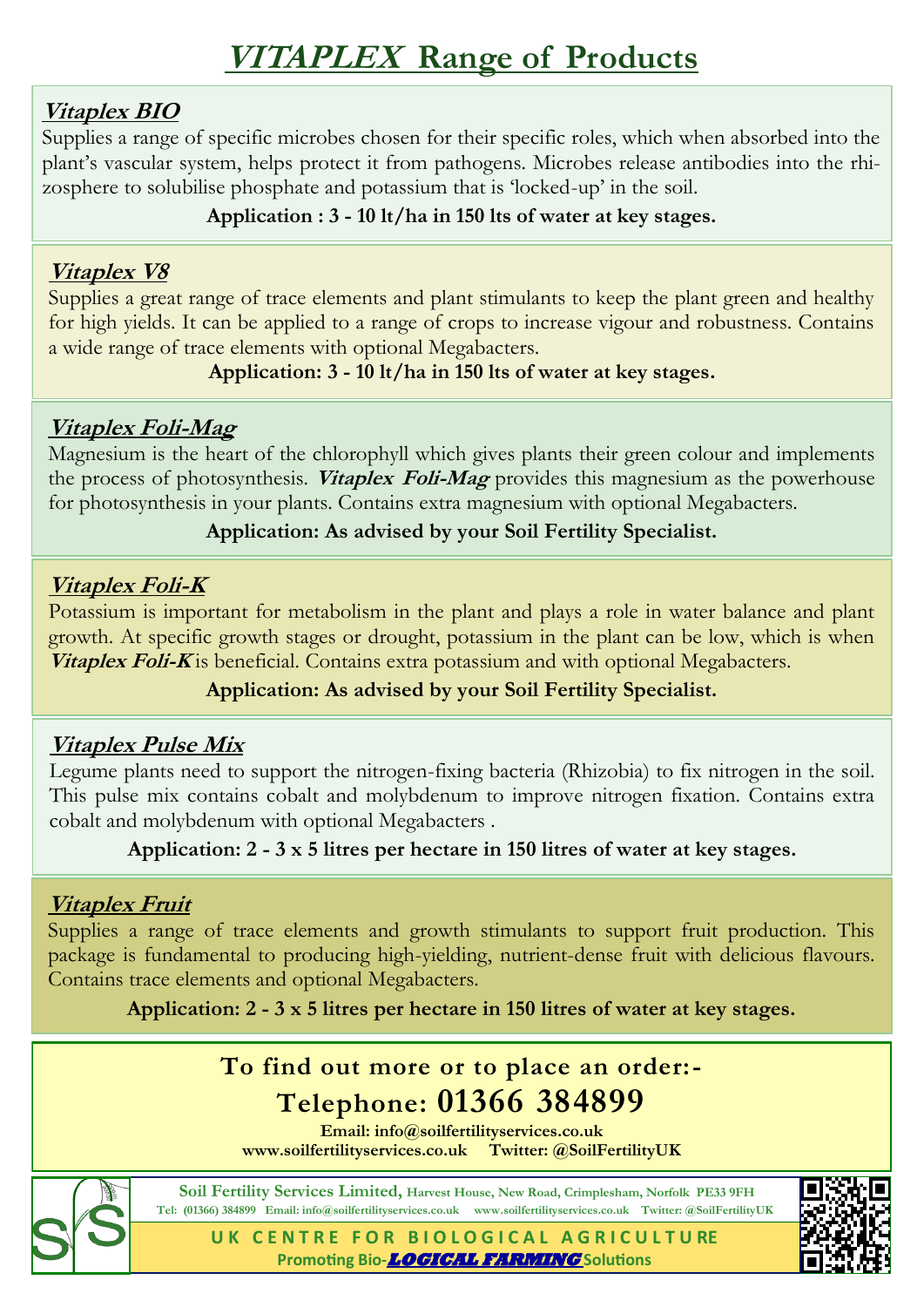# *VITAPLEX* Range of Products

## *Vitaplex BIO*

Supplies a range of specific microbes chosen for their specific roles, which when absorbed into the plant's vascular system, helps protect it from pathogens. Microbes release antibodies into the rhizosphere to solubilise phosphate and potassium that is 'locked-up' in the soil.

**Application : 3 - 10 lt/ha in 150 lts of water at key stages.**

## *Vitaplex V8*

Supplies a great range of trace elements and plant stimulants to keep the plant green and healthy for high yields. It can be applied to a range of crops to increase vigour and robustness. Contains a wide range of trace elements with optional Megabacters.

**Application: 3 - 10 lt/ha in 150 lts of water at key stages.**

## *Vitaplex Foli-Mag*

Magnesium is the heart of the chlorophyll which gives plants their green colour and implements the process of photosynthesis. ***Vitaplex Foli-Mag*** provides this magnesium as the powerhouse for photosynthesis in your plants. Contains extra magnesium with optional Megabacters.

**Application: As advised by your Soil Fertility Specialist.**

## *Vitaplex Foli-K*

Potassium is important for metabolism in the plant and plays a role in water balance and plant growth. At specific growth stages or drought, potassium in the plant can be low, which is when ***Vitaplex Foli-K*** is beneficial. Contains extra potassium and with optional Megabacters.

**Application: As advised by your Soil Fertility Specialist.**

## *Vitaplex Pulse Mix*

Legume plants need to support the nitrogen-fixing bacteria (Rhizobia) to fix nitrogen in the soil. This pulse mix contains cobalt and molybdenum to improve nitrogen fixation. Contains extra cobalt and molybdenum with optional Megabacters .

**Application: 2 - 3 x 5 litres per hectare in 150 litres of water at key stages.**

## *Vitaplex Fruit*

Supplies a range of trace elements and growth stimulants to support fruit production. This package is fundamental to producing high-yielding, nutrient-dense fruit with delicious flavours. Contains trace elements and optional Megabacters.

**Application: 2 - 3 x 5 litres per hectare in 150 litres of water at key stages.**

**To find out more or to place an order:-**

**Telephone: 01366 384899**

**Email: info@soilfertilityservices.co.uk**

**www.soilfertilityservices.co.uk Twitter: @SoilFertilityUK**

**Soil Fertility Services Limited,** Harvest House, New Road, Crimplesham, Norfolk PE33 9FH

Tel: (01366) 384899 Email: info@soilfertilityservices.co.uk www.soilfertilityservices.co.uk Twitter: @SoilFertilityUK

**UK CENTRE FOR BIOLOGICAL AGRICULTURE**

Promoting Bio-*LOGICAL FARMING* Solutions